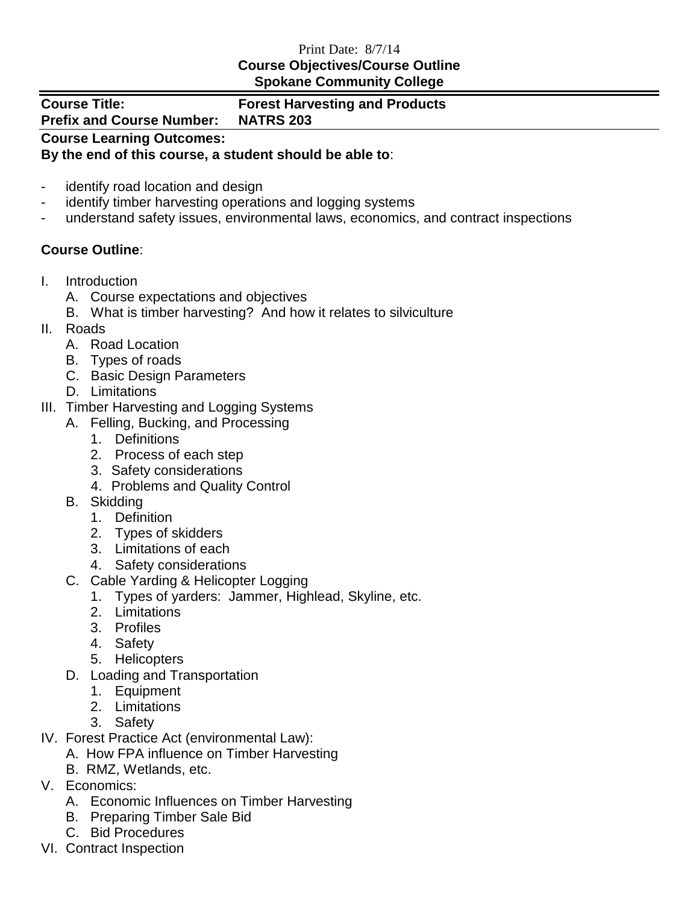Print Date: 8/7/14

**Course Objectives/Course Outline**
**Spokane Community College**

| | |
|---|---|
| **Course Title:** | **Forest Harvesting and Products** |
| **Prefix and Course Number:** | **NATRS 203** |

**Course Learning Outcomes:**
**By the end of this course, a student should be able to**:

- identify road location and design
- identify timber harvesting operations and logging systems
- understand safety issues, environmental laws, economics, and contract inspections

**Course Outline**:

I. Introduction
   A. Course expectations and objectives
   B. What is timber harvesting? And how it relates to silviculture
II. Roads
   A. Road Location
   B. Types of roads
   C. Basic Design Parameters
   D. Limitations
III. Timber Harvesting and Logging Systems
   A. Felling, Bucking, and Processing
      1. Definitions
      2. Process of each step
      3. Safety considerations
      4. Problems and Quality Control
   B. Skidding
      1. Definition
      2. Types of skidders
      3. Limitations of each
      4. Safety considerations
   C. Cable Yarding & Helicopter Logging
      1. Types of yarders: Jammer, Highlead, Skyline, etc.
      2. Limitations
      3. Profiles
      4. Safety
      5. Helicopters
   D. Loading and Transportation
      1. Equipment
      2. Limitations
      3. Safety
IV. Forest Practice Act (environmental Law):
   A. How FPA influence on Timber Harvesting
   B. RMZ, Wetlands, etc.
V. Economics:
   A. Economic Influences on Timber Harvesting
   B. Preparing Timber Sale Bid
   C. Bid Procedures
VI. Contract Inspection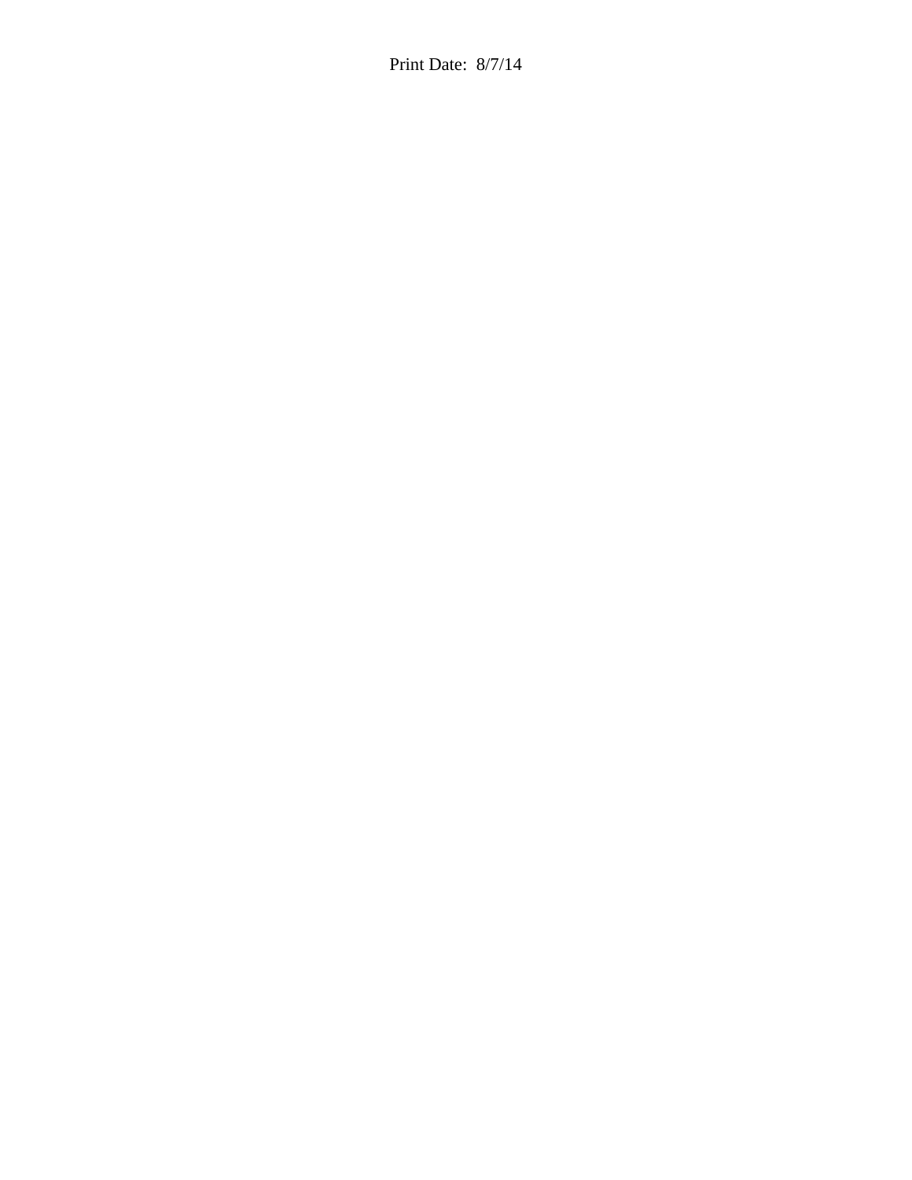Print Date: 8/7/14